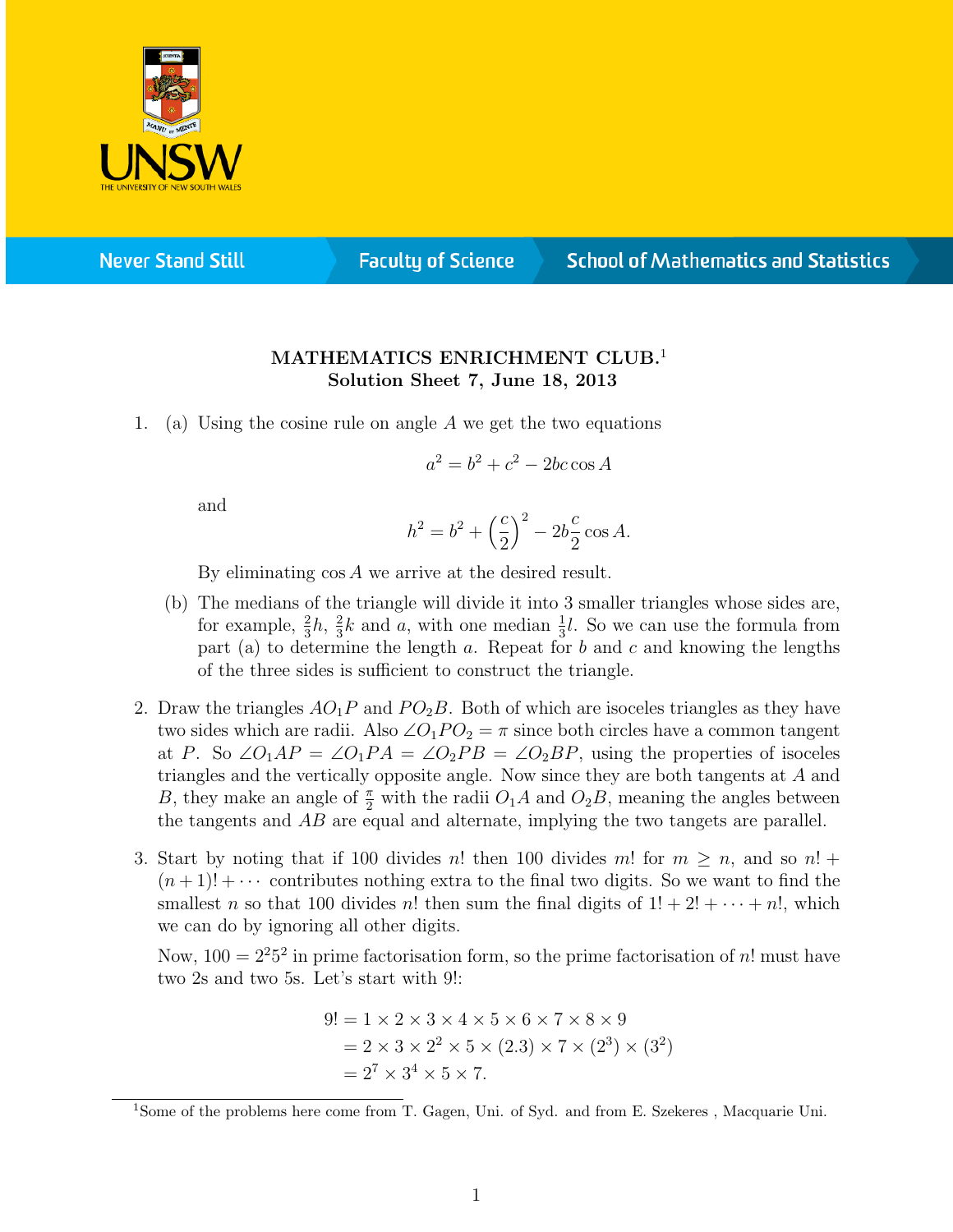**MATHEMATICS ENRICHMENT CLUB.**[1]
**Solution Sheet 7, June 18, 2013**

1. (a) Using the cosine rule on angle $A$ we get the two equations

$$a^2 = b^2 + c^2 - 2bc\cos A$$

and

$$h^2 = b^2 + \left(\frac{c}{2}\right)^2 - 2b\frac{c}{2}\cos A.$$

By eliminating $\cos A$ we arrive at the desired result.

   (b) The medians of the triangle will divide it into 3 smaller triangles whose sides are, for example, $\frac{2}{3}h$, $\frac{2}{3}k$ and $a$, with one median $\frac{1}{3}l$. So we can use the formula from part (a) to determine the length $a$. Repeat for $b$ and $c$ and knowing the lengths of the three sides is sufficient to construct the triangle.

2. Draw the triangles $AO_1P$ and $PO_2B$. Both of which are isoceles triangles as they have two sides which are radii. Also $\angle O_1PO_2 = \pi$ since both circles have a common tangent at $P$. So $\angle O_1AP = \angle O_1PA = \angle O_2PB = \angle O_2BP$, using the properties of isoceles triangles and the vertically opposite angle. Now since they are both tangents at $A$ and $B$, they make an angle of $\frac{\pi}{2}$ with the radii $O_1A$ and $O_2B$, meaning the angles between the tangents and $AB$ are equal and alternate, implying the two tangets are parallel.

3. Start by noting that if 100 divides $n!$ then 100 divides $m!$ for $m \geq n$, and so $n! + (n+1)! + \cdots$ contributes nothing extra to the final two digits. So we want to find the smallest $n$ so that 100 divides $n!$ then sum the final digits of $1! + 2! + \cdots + n!$, which we can do by ignoring all other digits.

   Now, $100 = 2^2 5^2$ in prime factorisation form, so the prime factorisation of $n!$ must have two 2s and two 5s. Let's start with 9!:

$$\begin{aligned}9! &= 1 \times 2 \times 3 \times 4 \times 5 \times 6 \times 7 \times 8 \times 9 \\ &= 2 \times 3 \times 2^2 \times 5 \times (2.3) \times 7 \times (2^3) \times (3^2) \\ &= 2^7 \times 3^4 \times 5 \times 7.\end{aligned}$$

[1] Some of the problems here come from T. Gagen, Uni. of Syd. and from E. Szekeres , Macquarie Uni.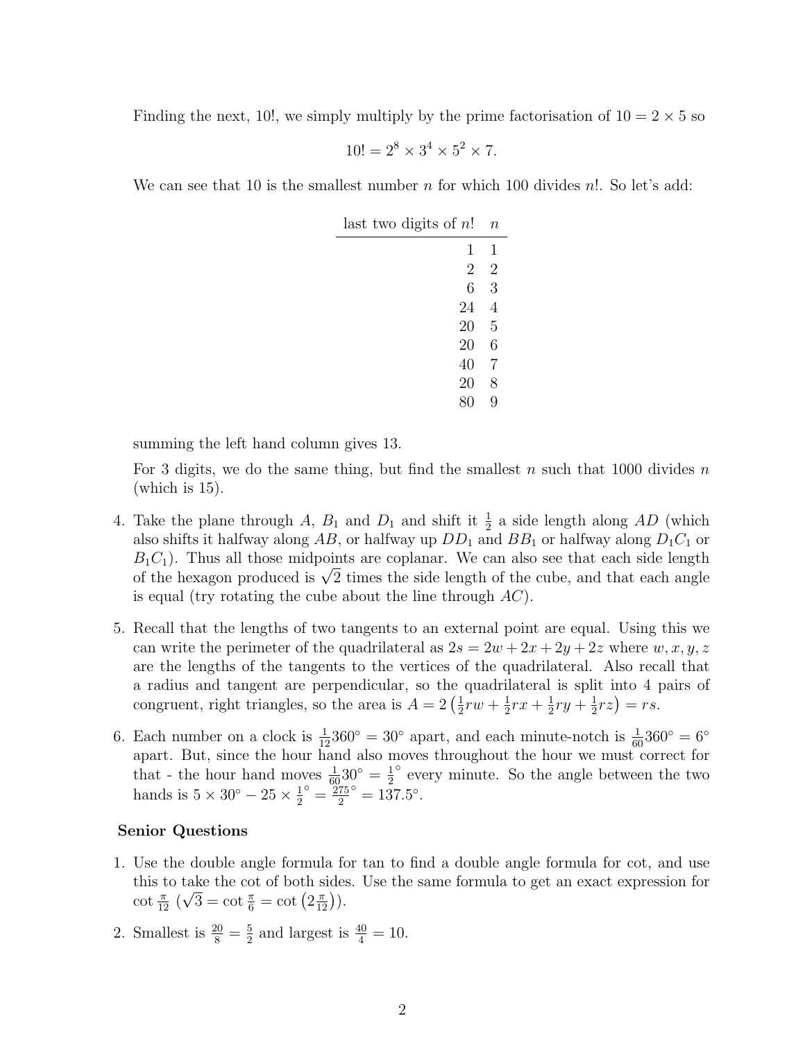Finding the next, 10!, we simply multiply by the prime factorisation of $10 = 2 \times 5$ so

$$10! = 2^8 \times 3^4 \times 5^2 \times 7.$$

We can see that 10 is the smallest number $n$ for which 100 divides $n!$. So let's add:

| last two digits of $n!$ | $n$ |
|---|---|
| 1 | 1 |
| 2 | 2 |
| 6 | 3 |
| 24 | 4 |
| 20 | 5 |
| 20 | 6 |
| 40 | 7 |
| 20 | 8 |
| 80 | 9 |

summing the left hand column gives 13.

For 3 digits, we do the same thing, but find the smallest $n$ such that 1000 divides $n$ (which is 15).

4. Take the plane through $A$, $B_1$ and $D_1$ and shift it $\frac{1}{2}$ a side length along $AD$ (which also shifts it halfway along $AB$, or halfway up $DD_1$ and $BB_1$ or halfway along $D_1C_1$ or $B_1C_1$). Thus all those midpoints are coplanar. We can also see that each side length of the hexagon produced is $\sqrt{2}$ times the side length of the cube, and that each angle is equal (try rotating the cube about the line through $AC$).

5. Recall that the lengths of two tangents to an external point are equal. Using this we can write the perimeter of the quadrilateral as $2s = 2w + 2x + 2y + 2z$ where $w, x, y, z$ are the lengths of the tangents to the vertices of the quadrilateral. Also recall that a radius and tangent are perpendicular, so the quadrilateral is split into 4 pairs of congruent, right triangles, so the area is $A = 2\left(\frac{1}{2}rw + \frac{1}{2}rx + \frac{1}{2}ry + \frac{1}{2}rz\right) = rs$.

6. Each number on a clock is $\frac{1}{12}360° = 30°$ apart, and each minute-notch is $\frac{1}{60}360° = 6°$ apart. But, since the hour hand also moves throughout the hour we must correct for that - the hour hand moves $\frac{1}{60}30° = \frac{1}{2}°$ every minute. So the angle between the two hands is $5 \times 30° - 25 \times \frac{1}{2}° = \frac{275}{2}° = 137.5°$.

**Senior Questions**

1. Use the double angle formula for tan to find a double angle formula for cot, and use this to take the cot of both sides. Use the same formula to get an exact expression for $\cot\frac{\pi}{12}$ ($\sqrt{3} = \cot\frac{\pi}{6} = \cot\left(2\frac{\pi}{12}\right)$).

2. Smallest is $\frac{20}{8} = \frac{5}{2}$ and largest is $\frac{40}{4} = 10$.